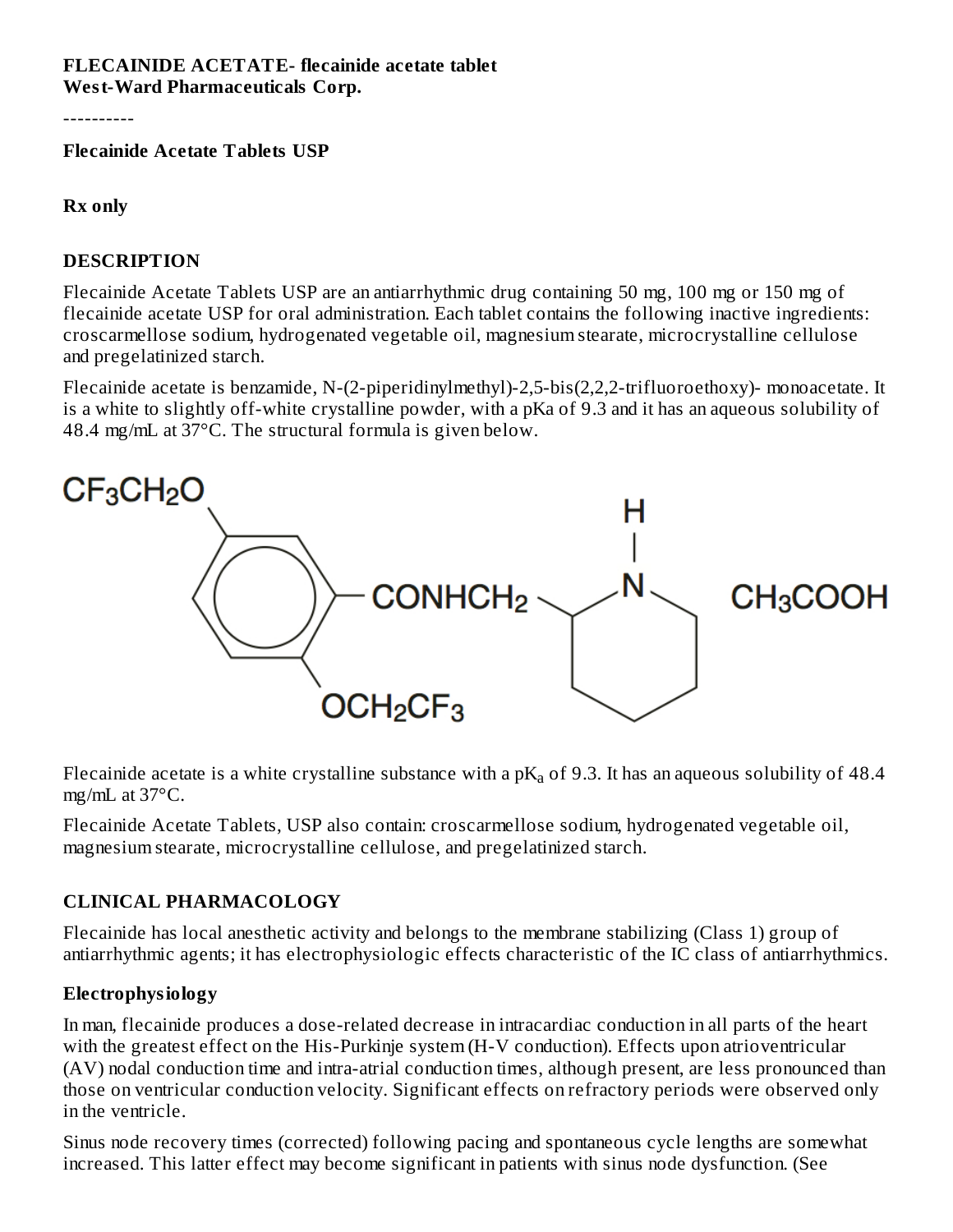**FLECAINIDE ACETATE- flecainide acetate tablet**
**West-Ward Pharmaceuticals Corp.**

----------

**Flecainide Acetate Tablets USP**

**Rx only**

## DESCRIPTION

Flecainide Acetate Tablets USP are an antiarrhythmic drug containing 50 mg, 100 mg or 150 mg of flecainide acetate USP for oral administration. Each tablet contains the following inactive ingredients: croscarmellose sodium, hydrogenated vegetable oil, magnesium stearate, microcrystalline cellulose and pregelatinized starch.

Flecainide acetate is benzamide, N-(2-piperidinylmethyl)-2,5-bis(2,2,2-trifluoroethoxy)- monoacetate. It is a white to slightly off-white crystalline powder, with a pKa of 9.3 and it has an aqueous solubility of 48.4 mg/mL at 37°C. The structural formula is given below.

$CF_3CH_2O$ — $CONHCH_2$ — (2-piperidinyl, N–H) $\cdot$ $CH_3COOH$ — $OCH_2CF_3$

Flecainide acetate is a white crystalline substance with a $pK_a$ of 9.3. It has an aqueous solubility of 48.4 mg/mL at 37°C.

Flecainide Acetate Tablets, USP also contain: croscarmellose sodium, hydrogenated vegetable oil, magnesium stearate, microcrystalline cellulose, and pregelatinized starch.

## CLINICAL PHARMACOLOGY

Flecainide has local anesthetic activity and belongs to the membrane stabilizing (Class 1) group of antiarrhythmic agents; it has electrophysiologic effects characteristic of the IC class of antiarrhythmics.

### Electrophysiology

In man, flecainide produces a dose-related decrease in intracardiac conduction in all parts of the heart with the greatest effect on the His-Purkinje system (H-V conduction). Effects upon atrioventricular (AV) nodal conduction time and intra-atrial conduction times, although present, are less pronounced than those on ventricular conduction velocity. Significant effects on refractory periods were observed only in the ventricle.

Sinus node recovery times (corrected) following pacing and spontaneous cycle lengths are somewhat increased. This latter effect may become significant in patients with sinus node dysfunction. (See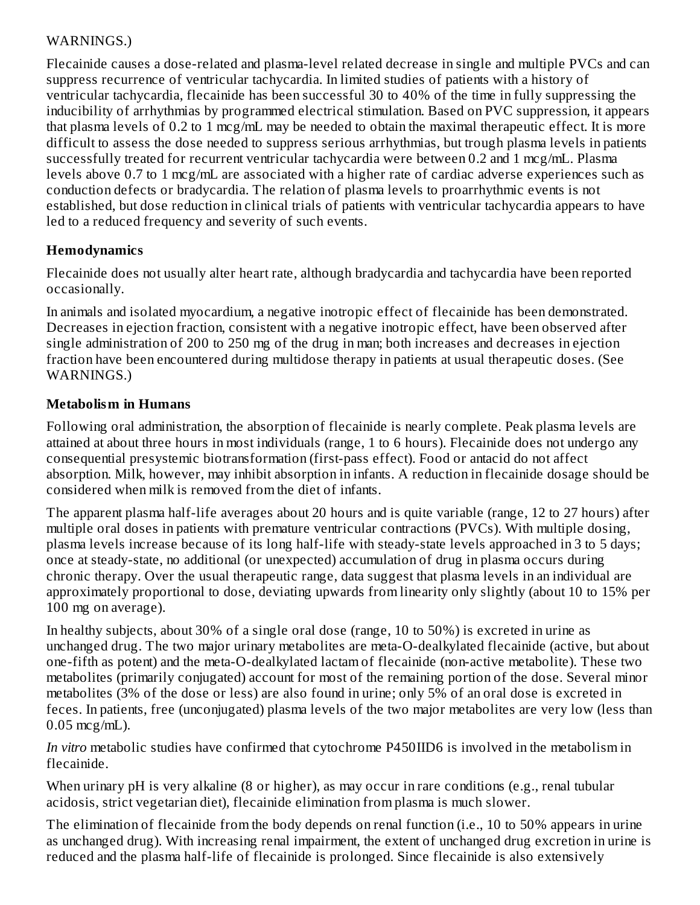WARNINGS.)

Flecainide causes a dose-related and plasma-level related decrease in single and multiple PVCs and can suppress recurrence of ventricular tachycardia. In limited studies of patients with a history of ventricular tachycardia, flecainide has been successful 30 to 40% of the time in fully suppressing the inducibility of arrhythmias by programmed electrical stimulation. Based on PVC suppression, it appears that plasma levels of 0.2 to 1 mcg/mL may be needed to obtain the maximal therapeutic effect. It is more difficult to assess the dose needed to suppress serious arrhythmias, but trough plasma levels in patients successfully treated for recurrent ventricular tachycardia were between 0.2 and 1 mcg/mL. Plasma levels above 0.7 to 1 mcg/mL are associated with a higher rate of cardiac adverse experiences such as conduction defects or bradycardia. The relation of plasma levels to proarrhythmic events is not established, but dose reduction in clinical trials of patients with ventricular tachycardia appears to have led to a reduced frequency and severity of such events.

**Hemodynamics**

Flecainide does not usually alter heart rate, although bradycardia and tachycardia have been reported occasionally.

In animals and isolated myocardium, a negative inotropic effect of flecainide has been demonstrated. Decreases in ejection fraction, consistent with a negative inotropic effect, have been observed after single administration of 200 to 250 mg of the drug in man; both increases and decreases in ejection fraction have been encountered during multidose therapy in patients at usual therapeutic doses. (See WARNINGS.)

**Metabolism in Humans**

Following oral administration, the absorption of flecainide is nearly complete. Peak plasma levels are attained at about three hours in most individuals (range, 1 to 6 hours). Flecainide does not undergo any consequential presystemic biotransformation (first-pass effect). Food or antacid do not affect absorption. Milk, however, may inhibit absorption in infants. A reduction in flecainide dosage should be considered when milk is removed from the diet of infants.

The apparent plasma half-life averages about 20 hours and is quite variable (range, 12 to 27 hours) after multiple oral doses in patients with premature ventricular contractions (PVCs). With multiple dosing, plasma levels increase because of its long half-life with steady-state levels approached in 3 to 5 days; once at steady-state, no additional (or unexpected) accumulation of drug in plasma occurs during chronic therapy. Over the usual therapeutic range, data suggest that plasma levels in an individual are approximately proportional to dose, deviating upwards from linearity only slightly (about 10 to 15% per 100 mg on average).

In healthy subjects, about 30% of a single oral dose (range, 10 to 50%) is excreted in urine as unchanged drug. The two major urinary metabolites are meta-O-dealkylated flecainide (active, but about one-fifth as potent) and the meta-O-dealkylated lactam of flecainide (non-active metabolite). These two metabolites (primarily conjugated) account for most of the remaining portion of the dose. Several minor metabolites (3% of the dose or less) are also found in urine; only 5% of an oral dose is excreted in feces. In patients, free (unconjugated) plasma levels of the two major metabolites are very low (less than 0.05 mcg/mL).

*In vitro* metabolic studies have confirmed that cytochrome P450IID6 is involved in the metabolism in flecainide.

When urinary pH is very alkaline (8 or higher), as may occur in rare conditions (e.g., renal tubular acidosis, strict vegetarian diet), flecainide elimination from plasma is much slower.

The elimination of flecainide from the body depends on renal function (i.e., 10 to 50% appears in urine as unchanged drug). With increasing renal impairment, the extent of unchanged drug excretion in urine is reduced and the plasma half-life of flecainide is prolonged. Since flecainide is also extensively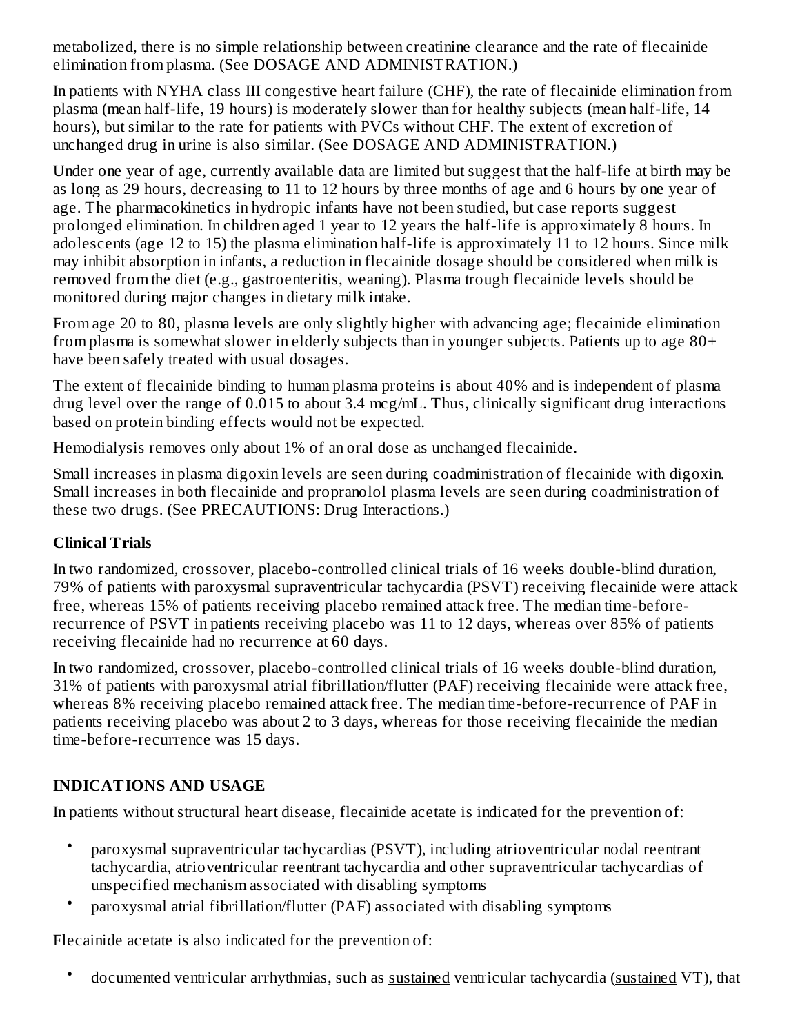metabolized, there is no simple relationship between creatinine clearance and the rate of flecainide elimination from plasma. (See DOSAGE AND ADMINISTRATION.)

In patients with NYHA class III congestive heart failure (CHF), the rate of flecainide elimination from plasma (mean half-life, 19 hours) is moderately slower than for healthy subjects (mean half-life, 14 hours), but similar to the rate for patients with PVCs without CHF. The extent of excretion of unchanged drug in urine is also similar. (See DOSAGE AND ADMINISTRATION.)

Under one year of age, currently available data are limited but suggest that the half-life at birth may be as long as 29 hours, decreasing to 11 to 12 hours by three months of age and 6 hours by one year of age. The pharmacokinetics in hydropic infants have not been studied, but case reports suggest prolonged elimination. In children aged 1 year to 12 years the half-life is approximately 8 hours. In adolescents (age 12 to 15) the plasma elimination half-life is approximately 11 to 12 hours. Since milk may inhibit absorption in infants, a reduction in flecainide dosage should be considered when milk is removed from the diet (e.g., gastroenteritis, weaning). Plasma trough flecainide levels should be monitored during major changes in dietary milk intake.

From age 20 to 80, plasma levels are only slightly higher with advancing age; flecainide elimination from plasma is somewhat slower in elderly subjects than in younger subjects. Patients up to age 80+ have been safely treated with usual dosages.

The extent of flecainide binding to human plasma proteins is about 40% and is independent of plasma drug level over the range of 0.015 to about 3.4 mcg/mL. Thus, clinically significant drug interactions based on protein binding effects would not be expected.

Hemodialysis removes only about 1% of an oral dose as unchanged flecainide.

Small increases in plasma digoxin levels are seen during coadministration of flecainide with digoxin. Small increases in both flecainide and propranolol plasma levels are seen during coadministration of these two drugs. (See PRECAUTIONS: Drug Interactions.)

### Clinical Trials

In two randomized, crossover, placebo-controlled clinical trials of 16 weeks double-blind duration, 79% of patients with paroxysmal supraventricular tachycardia (PSVT) receiving flecainide were attack free, whereas 15% of patients receiving placebo remained attack free. The median time-before-recurrence of PSVT in patients receiving placebo was 11 to 12 days, whereas over 85% of patients receiving flecainide had no recurrence at 60 days.

In two randomized, crossover, placebo-controlled clinical trials of 16 weeks double-blind duration, 31% of patients with paroxysmal atrial fibrillation/flutter (PAF) receiving flecainide were attack free, whereas 8% receiving placebo remained attack free. The median time-before-recurrence of PAF in patients receiving placebo was about 2 to 3 days, whereas for those receiving flecainide the median time-before-recurrence was 15 days.

## INDICATIONS AND USAGE

In patients without structural heart disease, flecainide acetate is indicated for the prevention of:

- paroxysmal supraventricular tachycardias (PSVT), including atrioventricular nodal reentrant tachycardia, atrioventricular reentrant tachycardia and other supraventricular tachycardias of unspecified mechanism associated with disabling symptoms
- paroxysmal atrial fibrillation/flutter (PAF) associated with disabling symptoms

Flecainide acetate is also indicated for the prevention of:

- documented ventricular arrhythmias, such as <u>sustained</u> ventricular tachycardia (<u>sustained</u> VT), that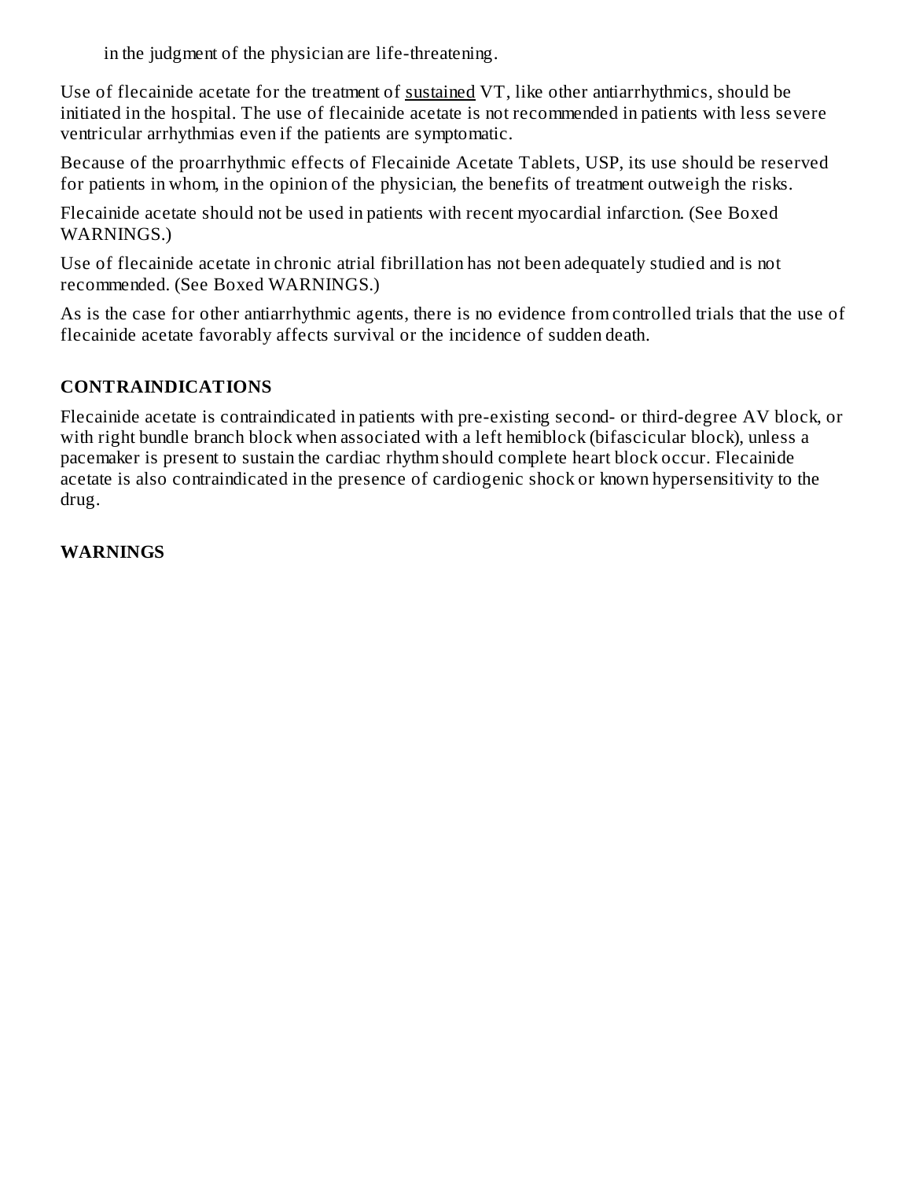in the judgment of the physician are life-threatening.

Use of flecainide acetate for the treatment of sustained VT, like other antiarrhythmics, should be initiated in the hospital. The use of flecainide acetate is not recommended in patients with less severe ventricular arrhythmias even if the patients are symptomatic.

Because of the proarrhythmic effects of Flecainide Acetate Tablets, USP, its use should be reserved for patients in whom, in the opinion of the physician, the benefits of treatment outweigh the risks.

Flecainide acetate should not be used in patients with recent myocardial infarction. (See Boxed WARNINGS.)

Use of flecainide acetate in chronic atrial fibrillation has not been adequately studied and is not recommended. (See Boxed WARNINGS.)

As is the case for other antiarrhythmic agents, there is no evidence from controlled trials that the use of flecainide acetate favorably affects survival or the incidence of sudden death.

## CONTRAINDICATIONS

Flecainide acetate is contraindicated in patients with pre-existing second- or third-degree AV block, or with right bundle branch block when associated with a left hemiblock (bifascicular block), unless a pacemaker is present to sustain the cardiac rhythm should complete heart block occur. Flecainide acetate is also contraindicated in the presence of cardiogenic shock or known hypersensitivity to the drug.

## WARNINGS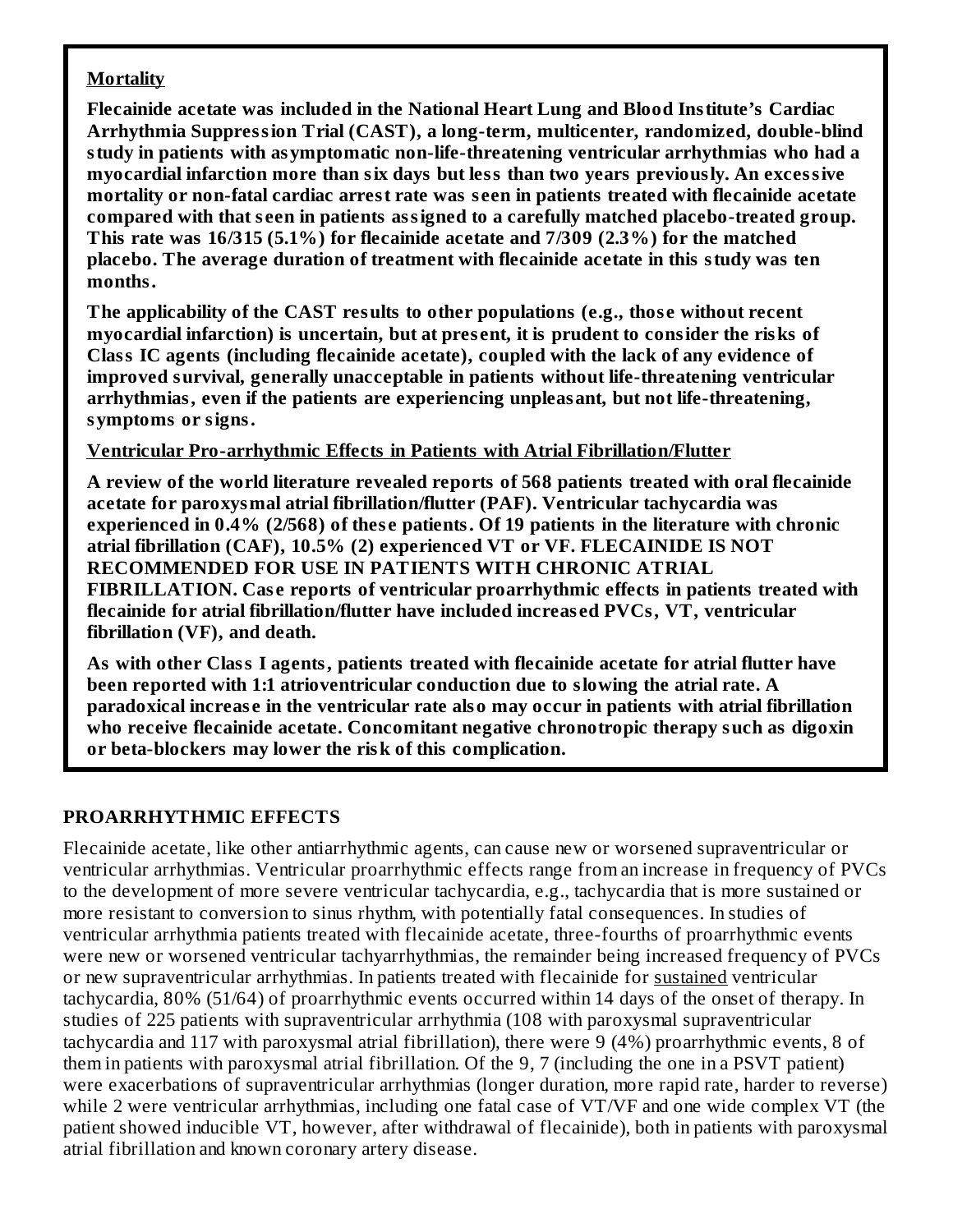**<u>Mortality</u>**

**Flecainide acetate was included in the National Heart Lung and Blood Institute's Cardiac Arrhythmia Suppression Trial (CAST), a long-term, multicenter, randomized, double-blind study in patients with asymptomatic non-life-threatening ventricular arrhythmias who had a myocardial infarction more than six days but less than two years previously. An excessive mortality or non-fatal cardiac arrest rate was seen in patients treated with flecainide acetate compared with that seen in patients assigned to a carefully matched placebo-treated group. This rate was 16/315 (5.1%) for flecainide acetate and 7/309 (2.3%) for the matched placebo. The average duration of treatment with flecainide acetate in this study was ten months.**

**The applicability of the CAST results to other populations (e.g., those without recent myocardial infarction) is uncertain, but at present, it is prudent to consider the risks of Class IC agents (including flecainide acetate), coupled with the lack of any evidence of improved survival, generally unacceptable in patients without life-threatening ventricular arrhythmias, even if the patients are experiencing unpleasant, but not life-threatening, symptoms or signs.**

**<u>Ventricular Pro-arrhythmic Effects in Patients with Atrial Fibrillation/Flutter</u>**

**A review of the world literature revealed reports of 568 patients treated with oral flecainide acetate for paroxysmal atrial fibrillation/flutter (PAF). Ventricular tachycardia was experienced in 0.4% (2/568) of these patients. Of 19 patients in the literature with chronic atrial fibrillation (CAF), 10.5% (2) experienced VT or VF. FLECAINIDE IS NOT RECOMMENDED FOR USE IN PATIENTS WITH CHRONIC ATRIAL FIBRILLATION. Case reports of ventricular proarrhythmic effects in patients treated with flecainide for atrial fibrillation/flutter have included increased PVCs, VT, ventricular fibrillation (VF), and death.**

**As with other Class I agents, patients treated with flecainide acetate for atrial flutter have been reported with 1:1 atrioventricular conduction due to slowing the atrial rate. A paradoxical increase in the ventricular rate also may occur in patients with atrial fibrillation who receive flecainide acetate. Concomitant negative chronotropic therapy such as digoxin or beta-blockers may lower the risk of this complication.**

## PROARRHYTHMIC EFFECTS

Flecainide acetate, like other antiarrhythmic agents, can cause new or worsened supraventricular or ventricular arrhythmias. Ventricular proarrhythmic effects range from an increase in frequency of PVCs to the development of more severe ventricular tachycardia, e.g., tachycardia that is more sustained or more resistant to conversion to sinus rhythm, with potentially fatal consequences. In studies of ventricular arrhythmia patients treated with flecainide acetate, three-fourths of proarrhythmic events were new or worsened ventricular tachyarrhythmias, the remainder being increased frequency of PVCs or new supraventricular arrhythmias. In patients treated with flecainide for <u>sustained</u> ventricular tachycardia, 80% (51/64) of proarrhythmic events occurred within 14 days of the onset of therapy. In studies of 225 patients with supraventricular arrhythmia (108 with paroxysmal supraventricular tachycardia and 117 with paroxysmal atrial fibrillation), there were 9 (4%) proarrhythmic events, 8 of them in patients with paroxysmal atrial fibrillation. Of the 9, 7 (including the one in a PSVT patient) were exacerbations of supraventricular arrhythmias (longer duration, more rapid rate, harder to reverse) while 2 were ventricular arrhythmias, including one fatal case of VT/VF and one wide complex VT (the patient showed inducible VT, however, after withdrawal of flecainide), both in patients with paroxysmal atrial fibrillation and known coronary artery disease.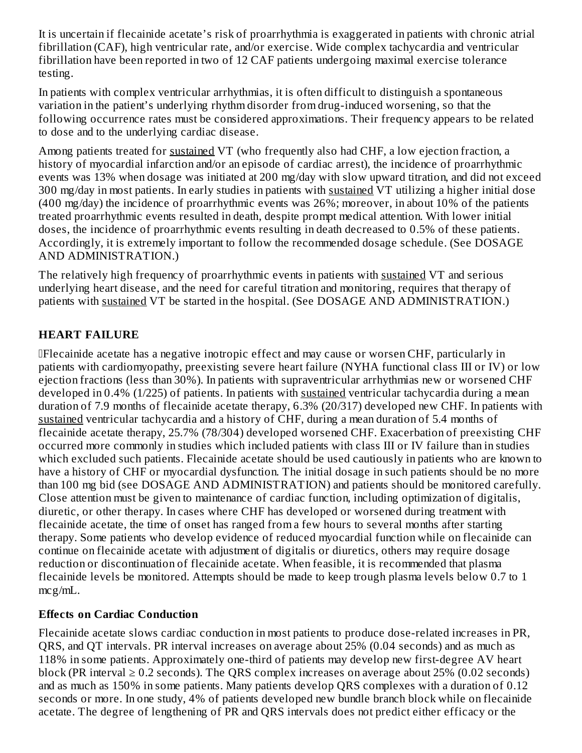It is uncertain if flecainide acetate's risk of proarrhythmia is exaggerated in patients with chronic atrial fibrillation (CAF), high ventricular rate, and/or exercise. Wide complex tachycardia and ventricular fibrillation have been reported in two of 12 CAF patients undergoing maximal exercise tolerance testing.

In patients with complex ventricular arrhythmias, it is often difficult to distinguish a spontaneous variation in the patient's underlying rhythm disorder from drug-induced worsening, so that the following occurrence rates must be considered approximations. Their frequency appears to be related to dose and to the underlying cardiac disease.

Among patients treated for sustained VT (who frequently also had CHF, a low ejection fraction, a history of myocardial infarction and/or an episode of cardiac arrest), the incidence of proarrhythmic events was 13% when dosage was initiated at 200 mg/day with slow upward titration, and did not exceed 300 mg/day in most patients. In early studies in patients with sustained VT utilizing a higher initial dose (400 mg/day) the incidence of proarrhythmic events was 26%; moreover, in about 10% of the patients treated proarrhythmic events resulted in death, despite prompt medical attention. With lower initial doses, the incidence of proarrhythmic events resulting in death decreased to 0.5% of these patients. Accordingly, it is extremely important to follow the recommended dosage schedule. (See DOSAGE AND ADMINISTRATION.)

The relatively high frequency of proarrhythmic events in patients with sustained VT and serious underlying heart disease, and the need for careful titration and monitoring, requires that therapy of patients with sustained VT be started in the hospital. (See DOSAGE AND ADMINISTRATION.)

## HEART FAILURE

Flecainide acetate has a negative inotropic effect and may cause or worsen CHF, particularly in patients with cardiomyopathy, preexisting severe heart failure (NYHA functional class III or IV) or low ejection fractions (less than 30%). In patients with supraventricular arrhythmias new or worsened CHF developed in 0.4% (1/225) of patients. In patients with sustained ventricular tachycardia during a mean duration of 7.9 months of flecainide acetate therapy, 6.3% (20/317) developed new CHF. In patients with sustained ventricular tachycardia and a history of CHF, during a mean duration of 5.4 months of flecainide acetate therapy, 25.7% (78/304) developed worsened CHF. Exacerbation of preexisting CHF occurred more commonly in studies which included patients with class III or IV failure than in studies which excluded such patients. Flecainide acetate should be used cautiously in patients who are known to have a history of CHF or myocardial dysfunction. The initial dosage in such patients should be no more than 100 mg bid (see DOSAGE AND ADMINISTRATION) and patients should be monitored carefully. Close attention must be given to maintenance of cardiac function, including optimization of digitalis, diuretic, or other therapy. In cases where CHF has developed or worsened during treatment with flecainide acetate, the time of onset has ranged from a few hours to several months after starting therapy. Some patients who develop evidence of reduced myocardial function while on flecainide can continue on flecainide acetate with adjustment of digitalis or diuretics, others may require dosage reduction or discontinuation of flecainide acetate. When feasible, it is recommended that plasma flecainide levels be monitored. Attempts should be made to keep trough plasma levels below 0.7 to 1 mcg/mL.

### Effects on Cardiac Conduction

Flecainide acetate slows cardiac conduction in most patients to produce dose-related increases in PR, QRS, and QT intervals. PR interval increases on average about 25% (0.04 seconds) and as much as 118% in some patients. Approximately one-third of patients may develop new first-degree AV heart block (PR interval ≥ 0.2 seconds). The QRS complex increases on average about 25% (0.02 seconds) and as much as 150% in some patients. Many patients develop QRS complexes with a duration of 0.12 seconds or more. In one study, 4% of patients developed new bundle branch block while on flecainide acetate. The degree of lengthening of PR and QRS intervals does not predict either efficacy or the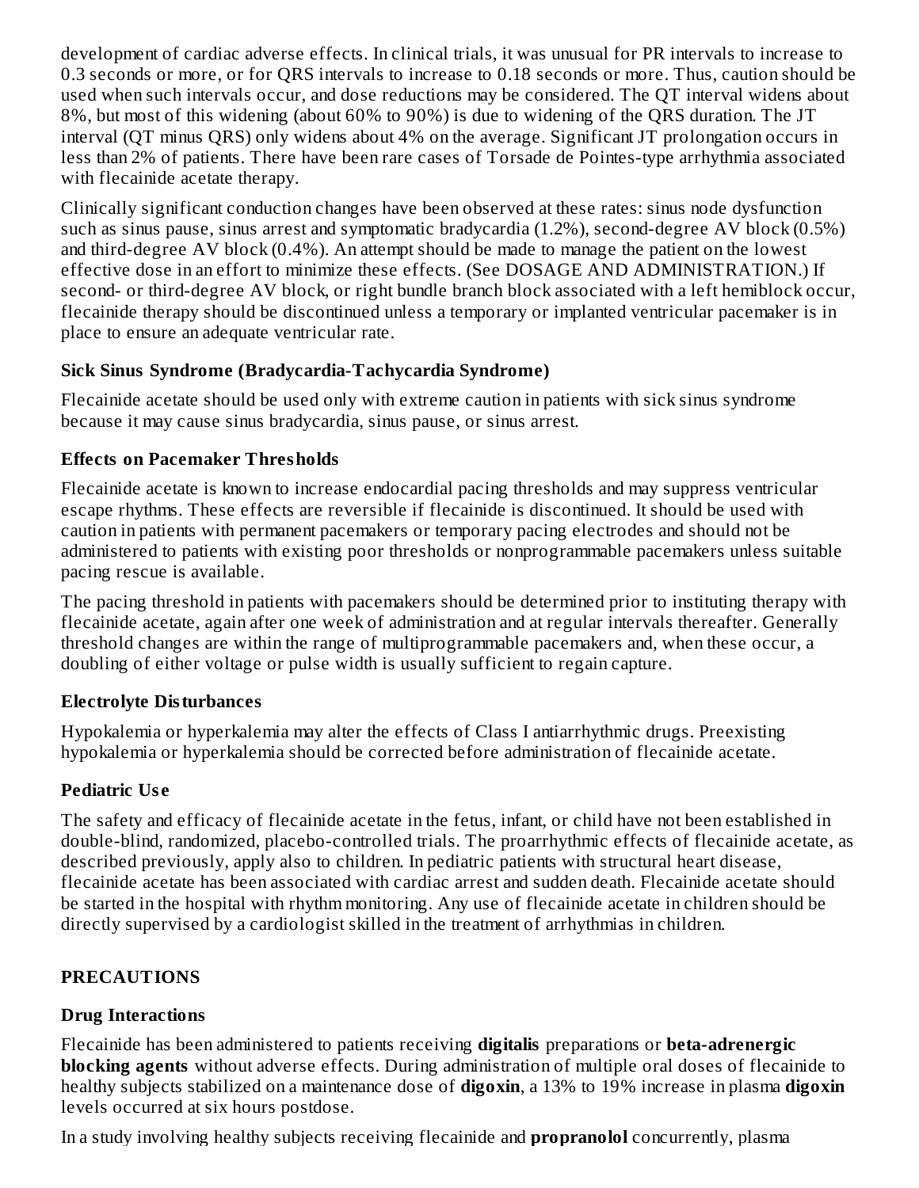development of cardiac adverse effects. In clinical trials, it was unusual for PR intervals to increase to 0.3 seconds or more, or for QRS intervals to increase to 0.18 seconds or more. Thus, caution should be used when such intervals occur, and dose reductions may be considered. The QT interval widens about 8%, but most of this widening (about 60% to 90%) is due to widening of the QRS duration. The JT interval (QT minus QRS) only widens about 4% on the average. Significant JT prolongation occurs in less than 2% of patients. There have been rare cases of Torsade de Pointes-type arrhythmia associated with flecainide acetate therapy.

Clinically significant conduction changes have been observed at these rates: sinus node dysfunction such as sinus pause, sinus arrest and symptomatic bradycardia (1.2%), second-degree AV block (0.5%) and third-degree AV block (0.4%). An attempt should be made to manage the patient on the lowest effective dose in an effort to minimize these effects. (See DOSAGE AND ADMINISTRATION.) If second- or third-degree AV block, or right bundle branch block associated with a left hemiblock occur, flecainide therapy should be discontinued unless a temporary or implanted ventricular pacemaker is in place to ensure an adequate ventricular rate.

**Sick Sinus Syndrome (Bradycardia-Tachycardia Syndrome)**

Flecainide acetate should be used only with extreme caution in patients with sick sinus syndrome because it may cause sinus bradycardia, sinus pause, or sinus arrest.

**Effects on Pacemaker Thresholds**

Flecainide acetate is known to increase endocardial pacing thresholds and may suppress ventricular escape rhythms. These effects are reversible if flecainide is discontinued. It should be used with caution in patients with permanent pacemakers or temporary pacing electrodes and should not be administered to patients with existing poor thresholds or nonprogrammable pacemakers unless suitable pacing rescue is available.

The pacing threshold in patients with pacemakers should be determined prior to instituting therapy with flecainide acetate, again after one week of administration and at regular intervals thereafter. Generally threshold changes are within the range of multiprogrammable pacemakers and, when these occur, a doubling of either voltage or pulse width is usually sufficient to regain capture.

**Electrolyte Disturbances**

Hypokalemia or hyperkalemia may alter the effects of Class I antiarrhythmic drugs. Preexisting hypokalemia or hyperkalemia should be corrected before administration of flecainide acetate.

**Pediatric Use**

The safety and efficacy of flecainide acetate in the fetus, infant, or child have not been established in double-blind, randomized, placebo-controlled trials. The proarrhythmic effects of flecainide acetate, as described previously, apply also to children. In pediatric patients with structural heart disease, flecainide acetate has been associated with cardiac arrest and sudden death. Flecainide acetate should be started in the hospital with rhythm monitoring. Any use of flecainide acetate in children should be directly supervised by a cardiologist skilled in the treatment of arrhythmias in children.

## PRECAUTIONS

**Drug Interactions**

Flecainide has been administered to patients receiving **digitalis** preparations or **beta-adrenergic blocking agents** without adverse effects. During administration of multiple oral doses of flecainide to healthy subjects stabilized on a maintenance dose of **digoxin**, a 13% to 19% increase in plasma **digoxin** levels occurred at six hours postdose.

In a study involving healthy subjects receiving flecainide and **propranolol** concurrently, plasma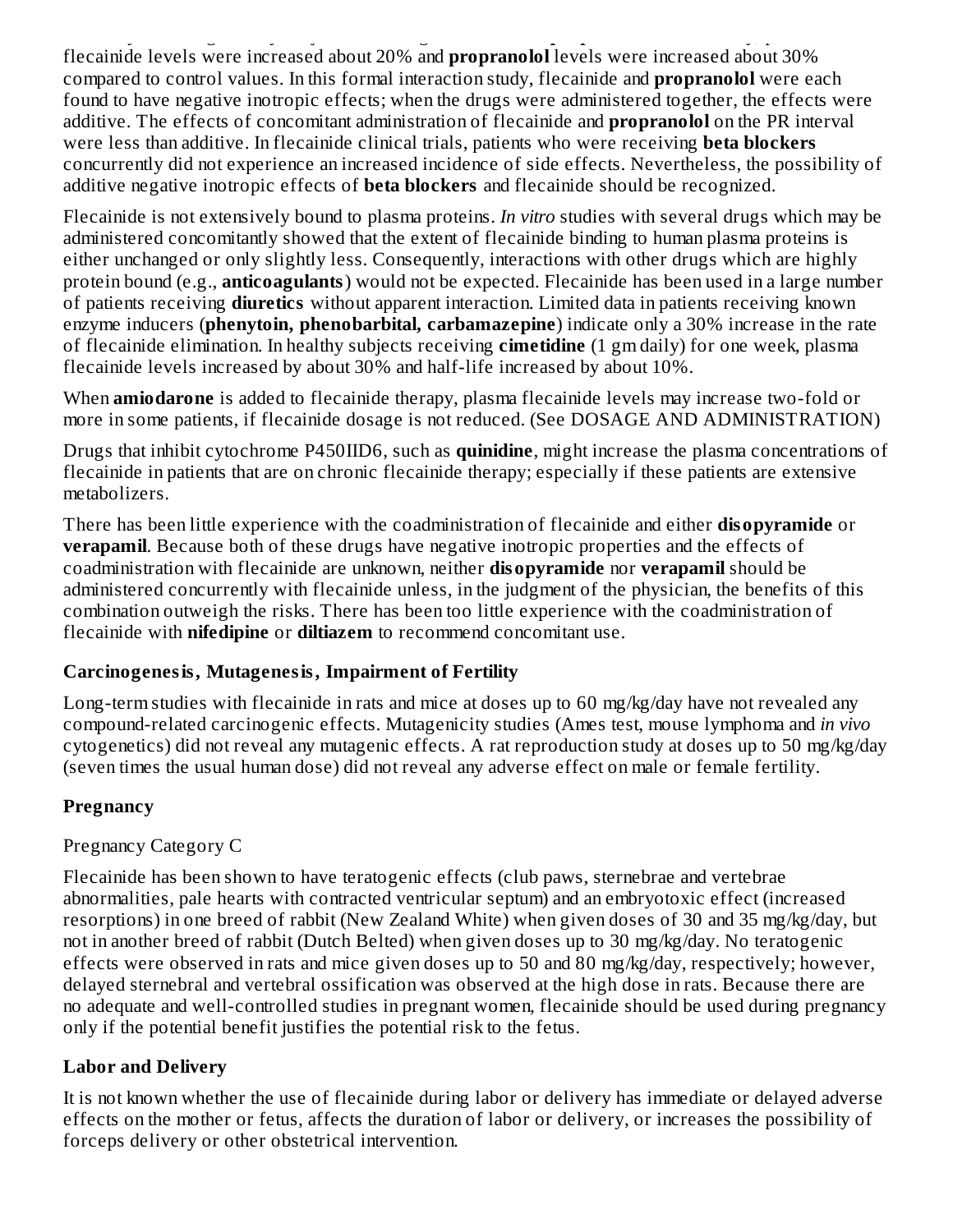flecainide levels were increased about 20% and **propranolol** levels were increased about 30% compared to control values. In this formal interaction study, flecainide and **propranolol** were each found to have negative inotropic effects; when the drugs were administered together, the effects were additive. The effects of concomitant administration of flecainide and **propranolol** on the PR interval were less than additive. In flecainide clinical trials, patients who were receiving **beta blockers** concurrently did not experience an increased incidence of side effects. Nevertheless, the possibility of additive negative inotropic effects of **beta blockers** and flecainide should be recognized.

Flecainide is not extensively bound to plasma proteins. *In vitro* studies with several drugs which may be administered concomitantly showed that the extent of flecainide binding to human plasma proteins is either unchanged or only slightly less. Consequently, interactions with other drugs which are highly protein bound (e.g., **anticoagulants**) would not be expected. Flecainide has been used in a large number of patients receiving **diuretics** without apparent interaction. Limited data in patients receiving known enzyme inducers (**phenytoin, phenobarbital, carbamazepine**) indicate only a 30% increase in the rate of flecainide elimination. In healthy subjects receiving **cimetidine** (1 gm daily) for one week, plasma flecainide levels increased by about 30% and half-life increased by about 10%.

When **amiodarone** is added to flecainide therapy, plasma flecainide levels may increase two-fold or more in some patients, if flecainide dosage is not reduced. (See DOSAGE AND ADMINISTRATION)

Drugs that inhibit cytochrome P450IID6, such as **quinidine**, might increase the plasma concentrations of flecainide in patients that are on chronic flecainide therapy; especially if these patients are extensive metabolizers.

There has been little experience with the coadministration of flecainide and either **disopyramide** or **verapamil**. Because both of these drugs have negative inotropic properties and the effects of coadministration with flecainide are unknown, neither **disopyramide** nor **verapamil** should be administered concurrently with flecainide unless, in the judgment of the physician, the benefits of this combination outweigh the risks. There has been too little experience with the coadministration of flecainide with **nifedipine** or **diltiazem** to recommend concomitant use.

### Carcinogenesis, Mutagenesis, Impairment of Fertility

Long-term studies with flecainide in rats and mice at doses up to 60 mg/kg/day have not revealed any compound-related carcinogenic effects. Mutagenicity studies (Ames test, mouse lymphoma and *in vivo* cytogenetics) did not reveal any mutagenic effects. A rat reproduction study at doses up to 50 mg/kg/day (seven times the usual human dose) did not reveal any adverse effect on male or female fertility.

### Pregnancy

Pregnancy Category C

Flecainide has been shown to have teratogenic effects (club paws, sternebrae and vertebrae abnormalities, pale hearts with contracted ventricular septum) and an embryotoxic effect (increased resorptions) in one breed of rabbit (New Zealand White) when given doses of 30 and 35 mg/kg/day, but not in another breed of rabbit (Dutch Belted) when given doses up to 30 mg/kg/day. No teratogenic effects were observed in rats and mice given doses up to 50 and 80 mg/kg/day, respectively; however, delayed sternebral and vertebral ossification was observed at the high dose in rats. Because there are no adequate and well-controlled studies in pregnant women, flecainide should be used during pregnancy only if the potential benefit justifies the potential risk to the fetus.

### Labor and Delivery

It is not known whether the use of flecainide during labor or delivery has immediate or delayed adverse effects on the mother or fetus, affects the duration of labor or delivery, or increases the possibility of forceps delivery or other obstetrical intervention.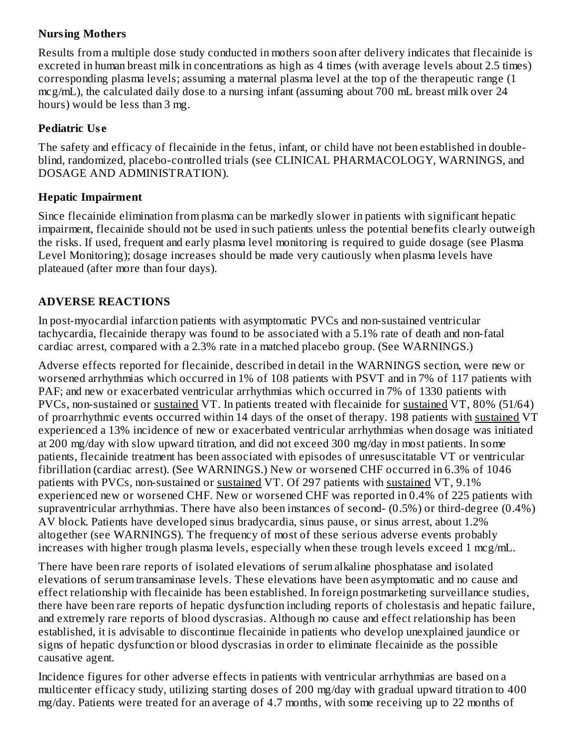### Nursing Mothers

Results from a multiple dose study conducted in mothers soon after delivery indicates that flecainide is excreted in human breast milk in concentrations as high as 4 times (with average levels about 2.5 times) corresponding plasma levels; assuming a maternal plasma level at the top of the therapeutic range (1 mcg/mL), the calculated daily dose to a nursing infant (assuming about 700 mL breast milk over 24 hours) would be less than 3 mg.

### Pediatric Use

The safety and efficacy of flecainide in the fetus, infant, or child have not been established in double-blind, randomized, placebo-controlled trials (see CLINICAL PHARMACOLOGY, WARNINGS, and DOSAGE AND ADMINISTRATION).

### Hepatic Impairment

Since flecainide elimination from plasma can be markedly slower in patients with significant hepatic impairment, flecainide should not be used in such patients unless the potential benefits clearly outweigh the risks. If used, frequent and early plasma level monitoring is required to guide dosage (see Plasma Level Monitoring); dosage increases should be made very cautiously when plasma levels have plateaued (after more than four days).

## ADVERSE REACTIONS

In post-myocardial infarction patients with asymptomatic PVCs and non-sustained ventricular tachycardia, flecainide therapy was found to be associated with a 5.1% rate of death and non-fatal cardiac arrest, compared with a 2.3% rate in a matched placebo group. (See WARNINGS.)

Adverse effects reported for flecainide, described in detail in the WARNINGS section, were new or worsened arrhythmias which occurred in 1% of 108 patients with PSVT and in 7% of 117 patients with PAF; and new or exacerbated ventricular arrhythmias which occurred in 7% of 1330 patients with PVCs, non-sustained or <u>sustained</u> VT. In patients treated with flecainide for <u>sustained</u> VT, 80% (51/64) of proarrhythmic events occurred within 14 days of the onset of therapy. 198 patients with <u>sustained</u> VT experienced a 13% incidence of new or exacerbated ventricular arrhythmias when dosage was initiated at 200 mg/day with slow upward titration, and did not exceed 300 mg/day in most patients. In some patients, flecainide treatment has been associated with episodes of unresuscitatable VT or ventricular fibrillation (cardiac arrest). (See WARNINGS.) New or worsened CHF occurred in 6.3% of 1046 patients with PVCs, non-sustained or <u>sustained</u> VT. Of 297 patients with <u>sustained</u> VT, 9.1% experienced new or worsened CHF. New or worsened CHF was reported in 0.4% of 225 patients with supraventricular arrhythmias. There have also been instances of second- (0.5%) or third-degree (0.4%) AV block. Patients have developed sinus bradycardia, sinus pause, or sinus arrest, about 1.2% altogether (see WARNINGS). The frequency of most of these serious adverse events probably increases with higher trough plasma levels, especially when these trough levels exceed 1 mcg/mL.

There have been rare reports of isolated elevations of serum alkaline phosphatase and isolated elevations of serum transaminase levels. These elevations have been asymptomatic and no cause and effect relationship with flecainide has been established. In foreign postmarketing surveillance studies, there have been rare reports of hepatic dysfunction including reports of cholestasis and hepatic failure, and extremely rare reports of blood dyscrasias. Although no cause and effect relationship has been established, it is advisable to discontinue flecainide in patients who develop unexplained jaundice or signs of hepatic dysfunction or blood dyscrasias in order to eliminate flecainide as the possible causative agent.

Incidence figures for other adverse effects in patients with ventricular arrhythmias are based on a multicenter efficacy study, utilizing starting doses of 200 mg/day with gradual upward titration to 400 mg/day. Patients were treated for an average of 4.7 months, with some receiving up to 22 months of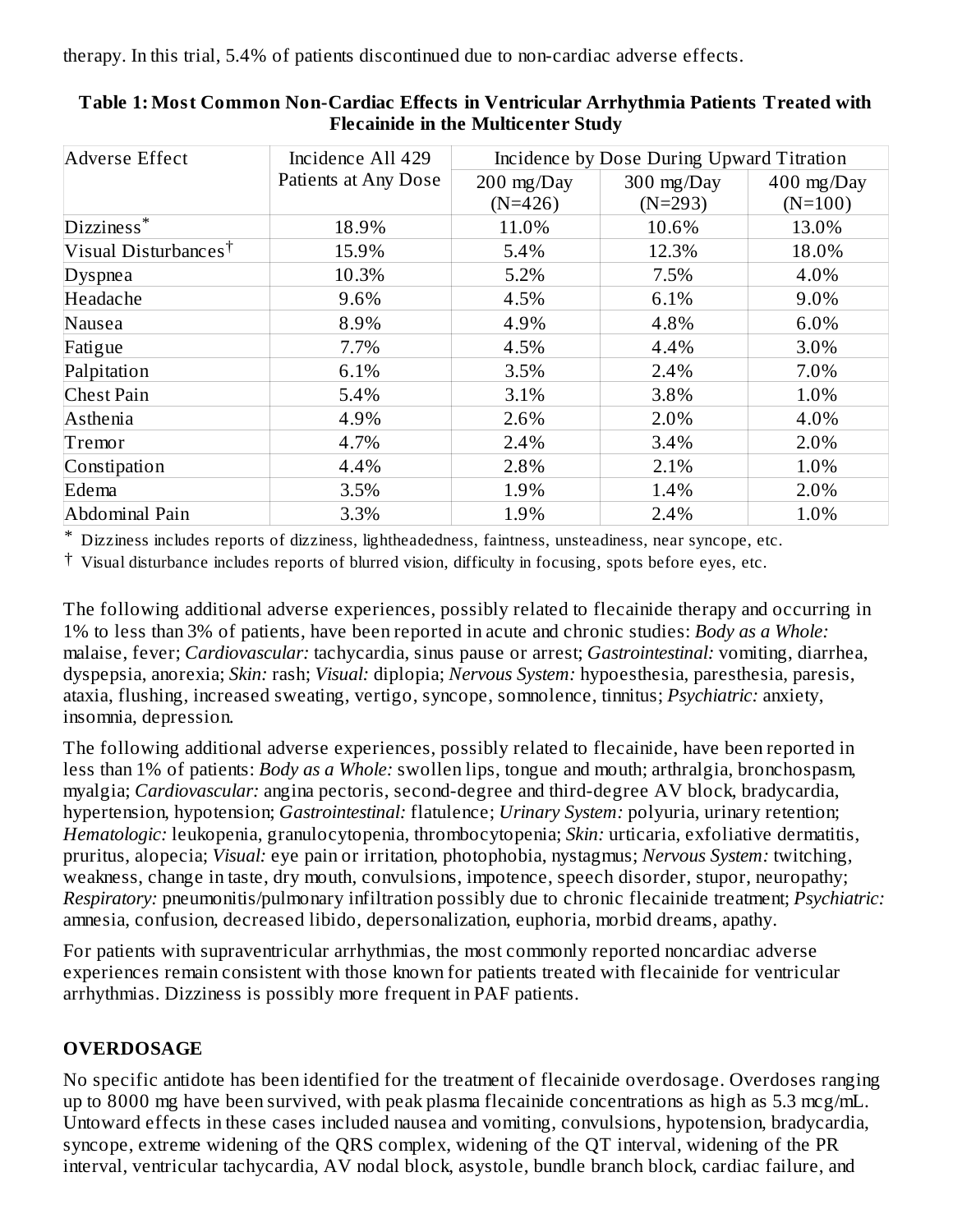therapy. In this trial, 5.4% of patients discontinued due to non-cardiac adverse effects.

**Table 1: Most Common Non-Cardiac Effects in Ventricular Arrhythmia Patients Treated with Flecainide in the Multicenter Study**

| Adverse Effect | Incidence All 429 Patients at Any Dose | Incidence by Dose During Upward Titration | | |
|---|---|---|---|---|
| | | 200 mg/Day (N=426) | 300 mg/Day (N=293) | 400 mg/Day (N=100) |
| Dizziness* | 18.9% | 11.0% | 10.6% | 13.0% |
| Visual Disturbances† | 15.9% | 5.4% | 12.3% | 18.0% |
| Dyspnea | 10.3% | 5.2% | 7.5% | 4.0% |
| Headache | 9.6% | 4.5% | 6.1% | 9.0% |
| Nausea | 8.9% | 4.9% | 4.8% | 6.0% |
| Fatigue | 7.7% | 4.5% | 4.4% | 3.0% |
| Palpitation | 6.1% | 3.5% | 2.4% | 7.0% |
| Chest Pain | 5.4% | 3.1% | 3.8% | 1.0% |
| Asthenia | 4.9% | 2.6% | 2.0% | 4.0% |
| Tremor | 4.7% | 2.4% | 3.4% | 2.0% |
| Constipation | 4.4% | 2.8% | 2.1% | 1.0% |
| Edema | 3.5% | 1.9% | 1.4% | 2.0% |
| Abdominal Pain | 3.3% | 1.9% | 2.4% | 1.0% |

\* Dizziness includes reports of dizziness, lightheadedness, faintness, unsteadiness, near syncope, etc.

† Visual disturbance includes reports of blurred vision, difficulty in focusing, spots before eyes, etc.

The following additional adverse experiences, possibly related to flecainide therapy and occurring in 1% to less than 3% of patients, have been reported in acute and chronic studies: *Body as a Whole:* malaise, fever; *Cardiovascular:* tachycardia, sinus pause or arrest; *Gastrointestinal:* vomiting, diarrhea, dyspepsia, anorexia; *Skin:* rash; *Visual:* diplopia; *Nervous System:* hypoesthesia, paresthesia, paresis, ataxia, flushing, increased sweating, vertigo, syncope, somnolence, tinnitus; *Psychiatric:* anxiety, insomnia, depression.

The following additional adverse experiences, possibly related to flecainide, have been reported in less than 1% of patients: *Body as a Whole:* swollen lips, tongue and mouth; arthralgia, bronchospasm, myalgia; *Cardiovascular:* angina pectoris, second-degree and third-degree AV block, bradycardia, hypertension, hypotension; *Gastrointestinal:* flatulence; *Urinary System:* polyuria, urinary retention; *Hematologic:* leukopenia, granulocytopenia, thrombocytopenia; *Skin:* urticaria, exfoliative dermatitis, pruritus, alopecia; *Visual:* eye pain or irritation, photophobia, nystagmus; *Nervous System:* twitching, weakness, change in taste, dry mouth, convulsions, impotence, speech disorder, stupor, neuropathy; *Respiratory:* pneumonitis/pulmonary infiltration possibly due to chronic flecainide treatment; *Psychiatric:* amnesia, confusion, decreased libido, depersonalization, euphoria, morbid dreams, apathy.

For patients with supraventricular arrhythmias, the most commonly reported noncardiac adverse experiences remain consistent with those known for patients treated with flecainide for ventricular arrhythmias. Dizziness is possibly more frequent in PAF patients.

## OVERDOSAGE

No specific antidote has been identified for the treatment of flecainide overdosage. Overdoses ranging up to 8000 mg have been survived, with peak plasma flecainide concentrations as high as 5.3 mcg/mL. Untoward effects in these cases included nausea and vomiting, convulsions, hypotension, bradycardia, syncope, extreme widening of the QRS complex, widening of the QT interval, widening of the PR interval, ventricular tachycardia, AV nodal block, asystole, bundle branch block, cardiac failure, and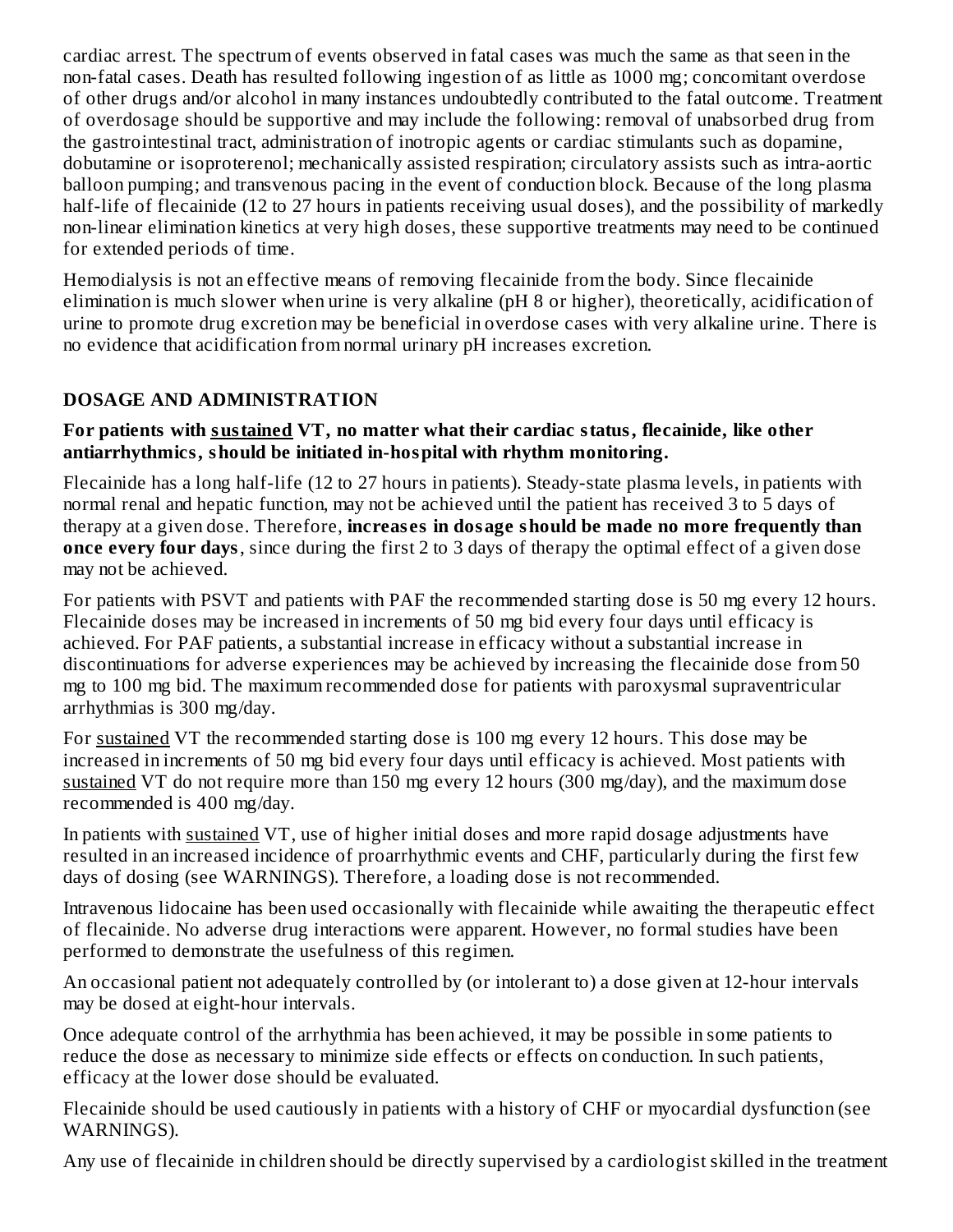cardiac arrest. The spectrum of events observed in fatal cases was much the same as that seen in the non-fatal cases. Death has resulted following ingestion of as little as 1000 mg; concomitant overdose of other drugs and/or alcohol in many instances undoubtedly contributed to the fatal outcome. Treatment of overdosage should be supportive and may include the following: removal of unabsorbed drug from the gastrointestinal tract, administration of inotropic agents or cardiac stimulants such as dopamine, dobutamine or isoproterenol; mechanically assisted respiration; circulatory assists such as intra-aortic balloon pumping; and transvenous pacing in the event of conduction block. Because of the long plasma half-life of flecainide (12 to 27 hours in patients receiving usual doses), and the possibility of markedly non-linear elimination kinetics at very high doses, these supportive treatments may need to be continued for extended periods of time.

Hemodialysis is not an effective means of removing flecainide from the body. Since flecainide elimination is much slower when urine is very alkaline (pH 8 or higher), theoretically, acidification of urine to promote drug excretion may be beneficial in overdose cases with very alkaline urine. There is no evidence that acidification from normal urinary pH increases excretion.

## DOSAGE AND ADMINISTRATION

**For patients with sustained VT, no matter what their cardiac status, flecainide, like other antiarrhythmics, should be initiated in-hospital with rhythm monitoring.**

Flecainide has a long half-life (12 to 27 hours in patients). Steady-state plasma levels, in patients with normal renal and hepatic function, may not be achieved until the patient has received 3 to 5 days of therapy at a given dose. Therefore, **increases in dosage should be made no more frequently than once every four days**, since during the first 2 to 3 days of therapy the optimal effect of a given dose may not be achieved.

For patients with PSVT and patients with PAF the recommended starting dose is 50 mg every 12 hours. Flecainide doses may be increased in increments of 50 mg bid every four days until efficacy is achieved. For PAF patients, a substantial increase in efficacy without a substantial increase in discontinuations for adverse experiences may be achieved by increasing the flecainide dose from 50 mg to 100 mg bid. The maximum recommended dose for patients with paroxysmal supraventricular arrhythmias is 300 mg/day.

For sustained VT the recommended starting dose is 100 mg every 12 hours. This dose may be increased in increments of 50 mg bid every four days until efficacy is achieved. Most patients with sustained VT do not require more than 150 mg every 12 hours (300 mg/day), and the maximum dose recommended is 400 mg/day.

In patients with sustained VT, use of higher initial doses and more rapid dosage adjustments have resulted in an increased incidence of proarrhythmic events and CHF, particularly during the first few days of dosing (see WARNINGS). Therefore, a loading dose is not recommended.

Intravenous lidocaine has been used occasionally with flecainide while awaiting the therapeutic effect of flecainide. No adverse drug interactions were apparent. However, no formal studies have been performed to demonstrate the usefulness of this regimen.

An occasional patient not adequately controlled by (or intolerant to) a dose given at 12-hour intervals may be dosed at eight-hour intervals.

Once adequate control of the arrhythmia has been achieved, it may be possible in some patients to reduce the dose as necessary to minimize side effects or effects on conduction. In such patients, efficacy at the lower dose should be evaluated.

Flecainide should be used cautiously in patients with a history of CHF or myocardial dysfunction (see WARNINGS).

Any use of flecainide in children should be directly supervised by a cardiologist skilled in the treatment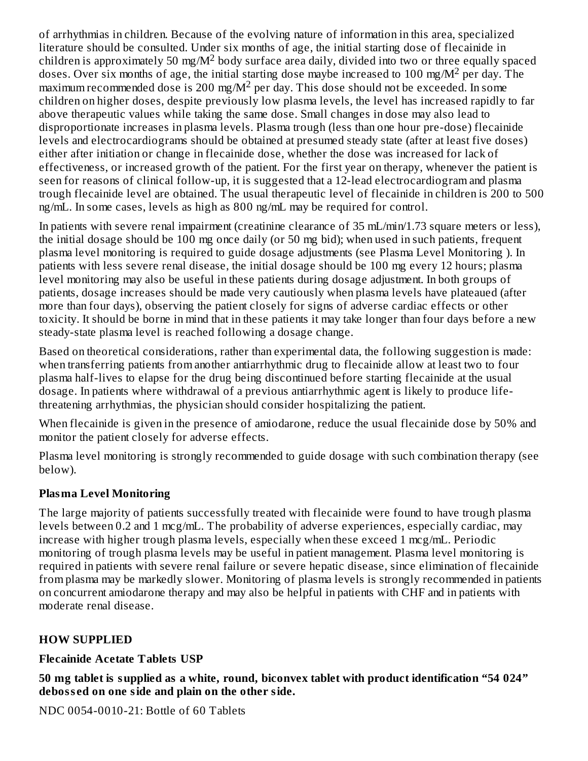of arrhythmias in children. Because of the evolving nature of information in this area, specialized literature should be consulted. Under six months of age, the initial starting dose of flecainide in children is approximately 50 mg/$M^2$ body surface area daily, divided into two or three equally spaced doses. Over six months of age, the initial starting dose maybe increased to 100 mg/$M^2$ per day. The maximum recommended dose is 200 mg/$M^2$ per day. This dose should not be exceeded. In some children on higher doses, despite previously low plasma levels, the level has increased rapidly to far above therapeutic values while taking the same dose. Small changes in dose may also lead to disproportionate increases in plasma levels. Plasma trough (less than one hour pre-dose) flecainide levels and electrocardiograms should be obtained at presumed steady state (after at least five doses) either after initiation or change in flecainide dose, whether the dose was increased for lack of effectiveness, or increased growth of the patient. For the first year on therapy, whenever the patient is seen for reasons of clinical follow-up, it is suggested that a 12-lead electrocardiogram and plasma trough flecainide level are obtained. The usual therapeutic level of flecainide in children is 200 to 500 ng/mL. In some cases, levels as high as 800 ng/mL may be required for control.

In patients with severe renal impairment (creatinine clearance of 35 mL/min/1.73 square meters or less), the initial dosage should be 100 mg once daily (or 50 mg bid); when used in such patients, frequent plasma level monitoring is required to guide dosage adjustments (see Plasma Level Monitoring ). In patients with less severe renal disease, the initial dosage should be 100 mg every 12 hours; plasma level monitoring may also be useful in these patients during dosage adjustment. In both groups of patients, dosage increases should be made very cautiously when plasma levels have plateaued (after more than four days), observing the patient closely for signs of adverse cardiac effects or other toxicity. It should be borne in mind that in these patients it may take longer than four days before a new steady-state plasma level is reached following a dosage change.

Based on theoretical considerations, rather than experimental data, the following suggestion is made: when transferring patients from another antiarrhythmic drug to flecainide allow at least two to four plasma half-lives to elapse for the drug being discontinued before starting flecainide at the usual dosage. In patients where withdrawal of a previous antiarrhythmic agent is likely to produce life-threatening arrhythmias, the physician should consider hospitalizing the patient.

When flecainide is given in the presence of amiodarone, reduce the usual flecainide dose by 50% and monitor the patient closely for adverse effects.

Plasma level monitoring is strongly recommended to guide dosage with such combination therapy (see below).

### Plasma Level Monitoring

The large majority of patients successfully treated with flecainide were found to have trough plasma levels between 0.2 and 1 mcg/mL. The probability of adverse experiences, especially cardiac, may increase with higher trough plasma levels, especially when these exceed 1 mcg/mL. Periodic monitoring of trough plasma levels may be useful in patient management. Plasma level monitoring is required in patients with severe renal failure or severe hepatic disease, since elimination of flecainide from plasma may be markedly slower. Monitoring of plasma levels is strongly recommended in patients on concurrent amiodarone therapy and may also be helpful in patients with CHF and in patients with moderate renal disease.

## HOW SUPPLIED

### Flecainide Acetate Tablets USP

**50 mg tablet is supplied as a white, round, biconvex tablet with product identification “54 024” debossed on one side and plain on the other side.**

NDC 0054-0010-21: Bottle of 60 Tablets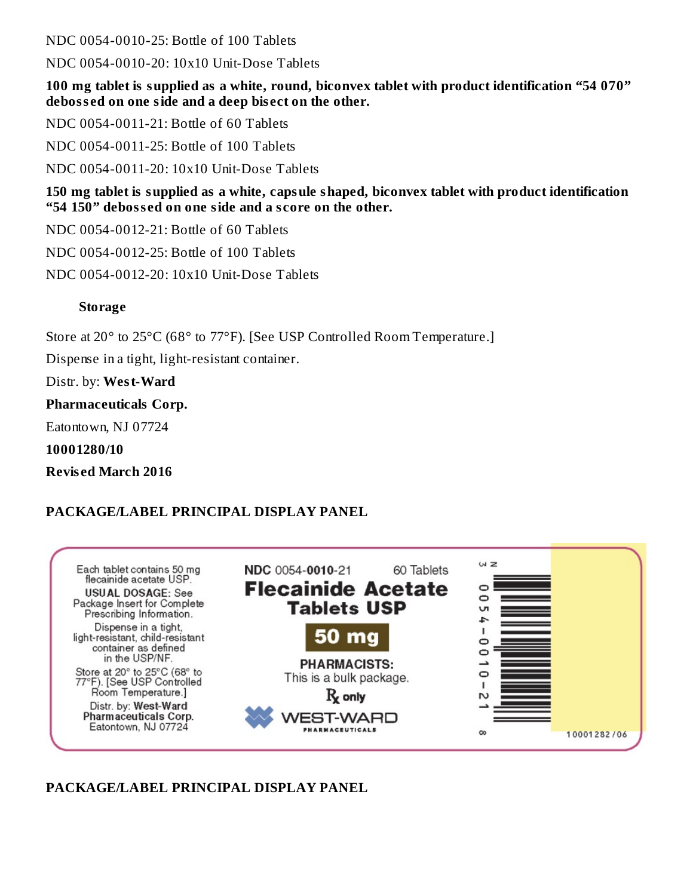NDC 0054-0010-25: Bottle of 100 Tablets

NDC 0054-0010-20: 10x10 Unit-Dose Tablets

**100 mg tablet is supplied as a white, round, biconvex tablet with product identification “54 070” debossed on one side and a deep bisect on the other.**

NDC 0054-0011-21: Bottle of 60 Tablets

NDC 0054-0011-25: Bottle of 100 Tablets

NDC 0054-0011-20: 10x10 Unit-Dose Tablets

**150 mg tablet is supplied as a white, capsule shaped, biconvex tablet with product identification “54 150” debossed on one side and a score on the other.**

NDC 0054-0012-21: Bottle of 60 Tablets

NDC 0054-0012-25: Bottle of 100 Tablets

NDC 0054-0012-20: 10x10 Unit-Dose Tablets

### Storage

Store at 20° to 25°C (68° to 77°F). [See USP Controlled Room Temperature.]

Dispense in a tight, light-resistant container.

Distr. by: **West-Ward**

**Pharmaceuticals Corp.**

Eatontown, NJ 07724

**10001280/10**

**Revised March 2016**

## PACKAGE/LABEL PRINCIPAL DISPLAY PANEL

Each tablet contains 50 mg flecainide acetate USP.

**USUAL DOSAGE:** See Package Insert for Complete Prescribing Information.

Dispense in a tight, light-resistant, child-resistant container as defined in the USP/NF.

Store at 20° to 25°C (68° to 77°F). [See USP Controlled Room Temperature.]

Distr. by: **West-Ward Pharmaceuticals Corp.** Eatontown, NJ 07724

**NDC** 0054-**0010**-21 60 Tablets

**Flecainide Acetate Tablets USP**

**50 mg**

**PHARMACISTS:** This is a bulk package.

℞ only

WEST-WARD PHARMACEUTICALS

3 N 0054-0010-21 8

10001282/06

## PACKAGE/LABEL PRINCIPAL DISPLAY PANEL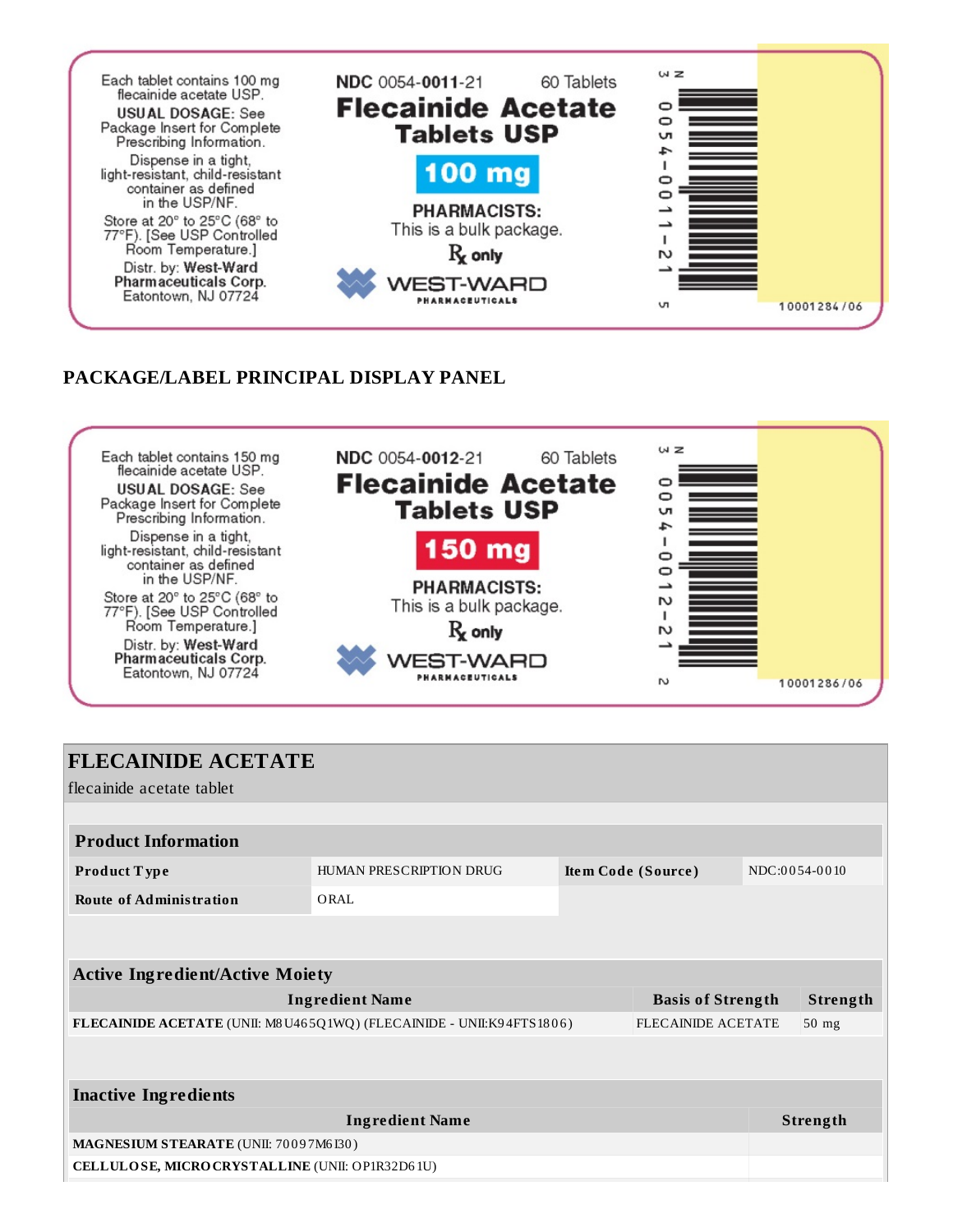Each tablet contains 100 mg flecainide acetate USP.

USUAL DOSAGE: See Package Insert for Complete Prescribing Information.

Dispense in a tight, light-resistant, child-resistant container as defined in the USP/NF.

Store at 20° to 25°C (68° to 77°F). [See USP Controlled Room Temperature.]

Distr. by: **West-Ward Pharmaceuticals Corp.** Eatontown, NJ 07724

NDC 0054-**0011**-21 60 Tablets

**Flecainide Acetate Tablets USP**

**100 mg**

**PHARMACISTS:** This is a bulk package.

℞ only

WEST-WARD PHARMACEUTICALS

3 0054-0011-21 5

10001284/06

## PACKAGE/LABEL PRINCIPAL DISPLAY PANEL

Each tablet contains 150 mg flecainide acetate USP.

USUAL DOSAGE: See Package Insert for Complete Prescribing Information.

Dispense in a tight, light-resistant, child-resistant container as defined in the USP/NF.

Store at 20° to 25°C (68° to 77°F). [See USP Controlled Room Temperature.]

Distr. by: **West-Ward Pharmaceuticals Corp.** Eatontown, NJ 07724

NDC 0054-**0012**-21 60 Tablets

**Flecainide Acetate Tablets USP**

**150 mg**

**PHARMACISTS:** This is a bulk package.

℞ only

WEST-WARD PHARMACEUTICALS

3 0054-0012-21 2

10001286/06

## FLECAINIDE ACETATE

flecainide acetate tablet

| **Product Information** | | | |
|---|---|---|---|
| **Product Type** | HUMAN PRESCRIPTION DRUG | **Item Code (Source)** | NDC:0054-0010 |
| **Route of Administration** | ORAL | | |

| **Active Ingredient/Active Moiety** | | |
|---|---|---|
| **Ingredient Name** | **Basis of Strength** | **Strength** |
| **FLECAINIDE ACETATE** (UNII: M8U465Q1WQ) (FLECAINIDE - UNII:K94FTS1806) | FLECAINIDE ACETATE | 50 mg |

| **Inactive Ingredients** | |
|---|---|
| **Ingredient Name** | **Strength** |
| **MAGNESIUM STEARATE** (UNII: 70097M6I30) | |
| **CELLULOSE, MICROCRYSTALLINE** (UNII: OP1R32D61U) | |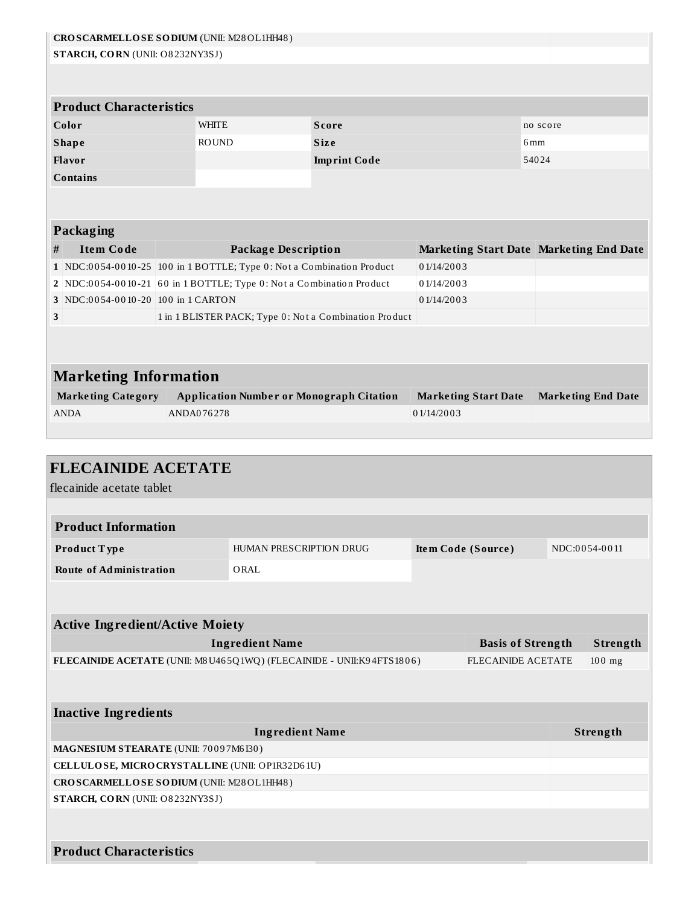| | |
|---|---|
| **CROSCARMELLOSE SODIUM** (UNII: M28OL1HH48) | |
| **STARCH, CORN** (UNII: O8232NY3SJ) | |

| Product Characteristics | | | |
|---|---|---|---|
| **Color** | WHITE | **Score** | no score |
| **Shape** | ROUND | **Size** | 6mm |
| **Flavor** | | **Imprint Code** | 54024 |
| **Contains** | | | |

| Packaging | | | | |
|---|---|---|---|---|
| **#** | **Item Code** | **Package Description** | **Marketing Start Date** | **Marketing End Date** |
| 1 | NDC:0054-0010-25 | 100 in 1 BOTTLE; Type 0: Not a Combination Product | 01/14/2003 | |
| 2 | NDC:0054-0010-21 | 60 in 1 BOTTLE; Type 0: Not a Combination Product | 01/14/2003 | |
| 3 | NDC:0054-0010-20 | 100 in 1 CARTON | 01/14/2003 | |
| 3 | | 1 in 1 BLISTER PACK; Type 0: Not a Combination Product | | |

| Marketing Information | | | |
|---|---|---|---|
| **Marketing Category** | **Application Number or Monograph Citation** | **Marketing Start Date** | **Marketing End Date** |
| ANDA | ANDA076278 | 01/14/2003 | |

## FLECAINIDE ACETATE

flecainide acetate tablet

| Product Information | | | |
|---|---|---|---|
| **Product Type** | HUMAN PRESCRIPTION DRUG | **Item Code (Source)** | NDC:0054-0011 |
| **Route of Administration** | ORAL | | |

| Active Ingredient/Active Moiety | | |
|---|---|---|
| **Ingredient Name** | **Basis of Strength** | **Strength** |
| **FLECAINIDE ACETATE** (UNII: M8U465Q1WQ) (FLECAINIDE - UNII:K94FTS1806) | FLECAINIDE ACETATE | 100 mg |

| Inactive Ingredients | |
|---|---|
| **Ingredient Name** | **Strength** |
| **MAGNESIUM STEARATE** (UNII: 70097M6I30) | |
| **CELLULOSE, MICROCRYSTALLINE** (UNII: OP1R32D61U) | |
| **CROSCARMELLOSE SODIUM** (UNII: M28OL1HH48) | |
| **STARCH, CORN** (UNII: O8232NY3SJ) | |

| Product Characteristics |
|---|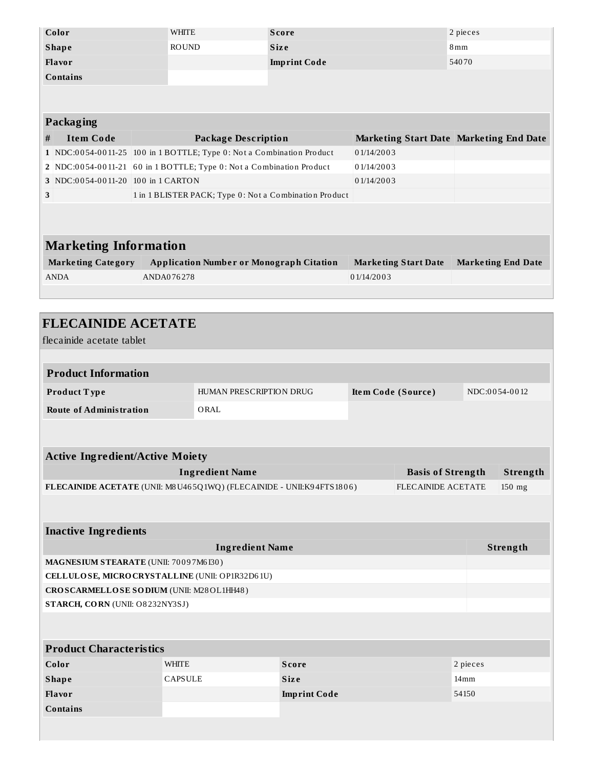| Color | WHITE | Score | 2 pieces |
| --- | --- | --- | --- |
| Shape | ROUND | Size | 8mm |
| Flavor | | Imprint Code | 54070 |
| Contains | | | |

### Packaging

| # | Item Code | Package Description | Marketing Start Date | Marketing End Date |
| --- | --- | --- | --- | --- |
| 1 | NDC:0054-0011-25 | 100 in 1 BOTTLE; Type 0: Not a Combination Product | 01/14/2003 | |
| 2 | NDC:0054-0011-21 | 60 in 1 BOTTLE; Type 0: Not a Combination Product | 01/14/2003 | |
| 3 | NDC:0054-0011-20 | 100 in 1 CARTON | 01/14/2003 | |
| 3 | | 1 in 1 BLISTER PACK; Type 0: Not a Combination Product | | |

### Marketing Information

| Marketing Category | Application Number or Monograph Citation | Marketing Start Date | Marketing End Date |
| --- | --- | --- | --- |
| ANDA | ANDA076278 | 01/14/2003 | |

## FLECAINIDE ACETATE

flecainide acetate tablet

### Product Information

| Product Type | HUMAN PRESCRIPTION DRUG | Item Code (Source) | NDC:0054-0012 |
| --- | --- | --- | --- |
| Route of Administration | ORAL | | |

### Active Ingredient/Active Moiety

| Ingredient Name | Basis of Strength | Strength |
| --- | --- | --- |
| **FLECAINIDE ACETATE** (UNII: M8U465Q1WQ) (FLECAINIDE - UNII:K94FTS1806) | FLECAINIDE ACETATE | 150 mg |

### Inactive Ingredients

| Ingredient Name | Strength |
| --- | --- |
| **MAGNESIUM STEARATE** (UNII: 70097M6I30) | |
| **CELLULOSE, MICROCRYSTALLINE** (UNII: OP1R32D61U) | |
| **CROSCARMELLOSE SODIUM** (UNII: M28OL1HH48) | |
| **STARCH, CORN** (UNII: O8232NY3SJ) | |

### Product Characteristics

| Color | WHITE | Score | 2 pieces |
| --- | --- | --- | --- |
| Shape | CAPSULE | Size | 14mm |
| Flavor | | Imprint Code | 54150 |
| Contains | | | |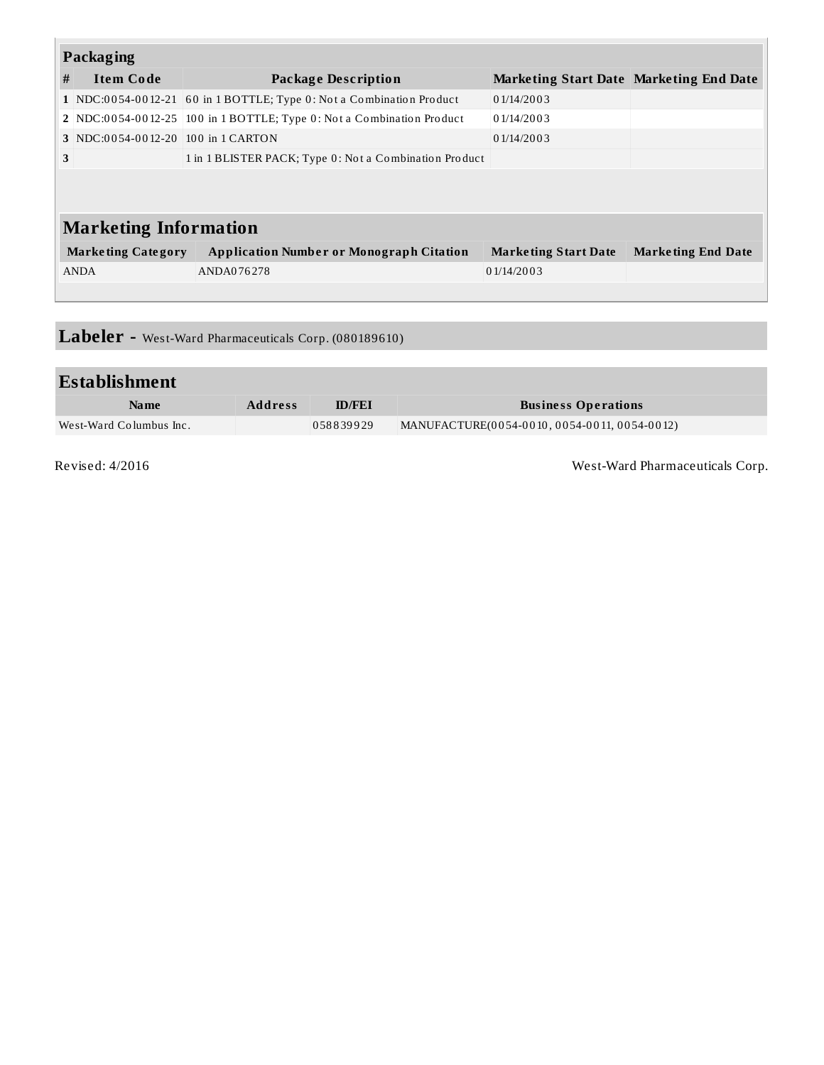### Packaging

| # | Item Code | Package Description | Marketing Start Date | Marketing End Date |
|---|---|---|---|---|
| 1 | NDC:0054-0012-21 | 60 in 1 BOTTLE; Type 0: Not a Combination Product | 01/14/2003 | |
| 2 | NDC:0054-0012-25 | 100 in 1 BOTTLE; Type 0: Not a Combination Product | 01/14/2003 | |
| 3 | NDC:0054-0012-20 | 100 in 1 CARTON | 01/14/2003 | |
| 3 | | 1 in 1 BLISTER PACK; Type 0: Not a Combination Product | | |

## Marketing Information

| Marketing Category | Application Number or Monograph Citation | Marketing Start Date | Marketing End Date |
|---|---|---|---|
| ANDA | ANDA076278 | 01/14/2003 | |

## Labeler - West-Ward Pharmaceuticals Corp. (080189610)

## Establishment

| Name | Address | ID/FEI | Business Operations |
|---|---|---|---|
| West-Ward Columbus Inc. | | 058839929 | MANUFACTURE(0054-0010, 0054-0011, 0054-0012) |

Revised: 4/2016

West-Ward Pharmaceuticals Corp.